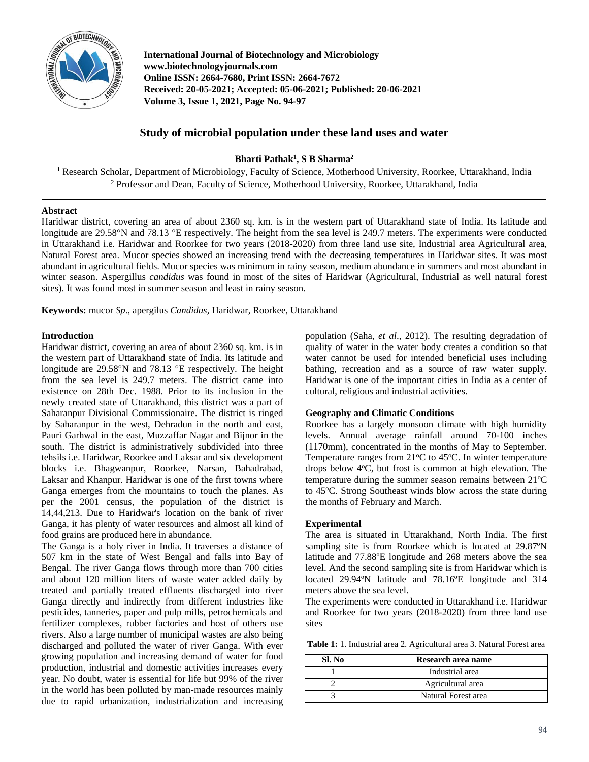# Study of microbial population under these land uses and water

**Bharti Pathak[1], S B Sharma[2]**

[1] Research Scholar, Department of Microbiology, Faculty of Science, Motherhood University, Roorkee, Uttarakhand, India

[2] Professor and Dean, Faculty of Science, Motherhood University, Roorkee, Uttarakhand, India

## Abstract

Haridwar district, covering an area of about 2360 sq. km. is in the western part of Uttarakhand state of India. Its latitude and longitude are 29.58°N and 78.13 °E respectively. The height from the sea level is 249.7 meters. The experiments were conducted in Uttarakhand i.e. Haridwar and Roorkee for two years (2018-2020) from three land use site, Industrial area Agricultural area, Natural Forest area. Mucor species showed an increasing trend with the decreasing temperatures in Haridwar sites. It was most abundant in agricultural fields. Mucor species was minimum in rainy season, medium abundance in summers and most abundant in winter season. Aspergillus *candidus* was found in most of the sites of Haridwar (Agricultural, Industrial as well natural forest sites). It was found most in summer season and least in rainy season.

**Keywords:** mucor *Sp*., apergilus *Candidus,* Haridwar, Roorkee, Uttarakhand

## Introduction

Haridwar district, covering an area of about 2360 sq. km. is in the western part of Uttarakhand state of India. Its latitude and longitude are 29.58°N and 78.13 °E respectively. The height from the sea level is 249.7 meters. The district came into existence on 28th Dec. 1988. Prior to its inclusion in the newly created state of Uttarakhand, this district was a part of Saharanpur Divisional Commissionaire. The district is ringed by Saharanpur in the west, Dehradun in the north and east, Pauri Garhwal in the east, Muzzaffar Nagar and Bijnor in the south. The district is administratively subdivided into three tehsils i.e. Haridwar, Roorkee and Laksar and six development blocks i.e. Bhagwanpur, Roorkee, Narsan, Bahadrabad, Laksar and Khanpur. Haridwar is one of the first towns where Ganga emerges from the mountains to touch the planes. As per the 2001 census, the population of the district is 14,44,213. Due to Haridwar's location on the bank of river Ganga, it has plenty of water resources and almost all kind of food grains are produced here in abundance.

The Ganga is a holy river in India. It traverses a distance of 507 km in the state of West Bengal and falls into Bay of Bengal. The river Ganga flows through more than 700 cities and about 120 million liters of waste water added daily by treated and partially treated effluents discharged into river Ganga directly and indirectly from different industries like pesticides, tanneries, paper and pulp mills, petrochemicals and fertilizer complexes, rubber factories and host of others use rivers. Also a large number of municipal wastes are also being discharged and polluted the water of river Ganga. With ever growing population and increasing demand of water for food production, industrial and domestic activities increases every year. No doubt, water is essential for life but 99% of the river in the world has been polluted by man-made resources mainly due to rapid urbanization, industrialization and increasing population (Saha, *et al*., 2012). The resulting degradation of quality of water in the water body creates a condition so that water cannot be used for intended beneficial uses including bathing, recreation and as a source of raw water supply. Haridwar is one of the important cities in India as a center of cultural, religious and industrial activities.

## Geography and Climatic Conditions

Roorkee has a largely monsoon climate with high humidity levels. Annual average rainfall around 70-100 inches (1170mm), concentrated in the months of May to September. Temperature ranges from 21°C to 45°C. In winter temperature drops below 4°C, but frost is common at high elevation. The temperature during the summer season remains between 21°C to 45°C. Strong Southeast winds blow across the state during the months of February and March.

## Experimental

The area is situated in Uttarakhand, North India. The first sampling site is from Roorkee which is located at 29.87°N latitude and 77.88°E longitude and 268 meters above the sea level. And the second sampling site is from Haridwar which is located 29.94°N latitude and 78.16°E longitude and 314 meters above the sea level.

The experiments were conducted in Uttarakhand i.e. Haridwar and Roorkee for two years (2018-2020) from three land use sites

**Table 1:** 1. Industrial area 2. Agricultural area 3. Natural Forest area

| Sl. No | Research area name |
|---|---|
| 1 | Industrial area |
| 2 | Agricultural area |
| 3 | Natural Forest area |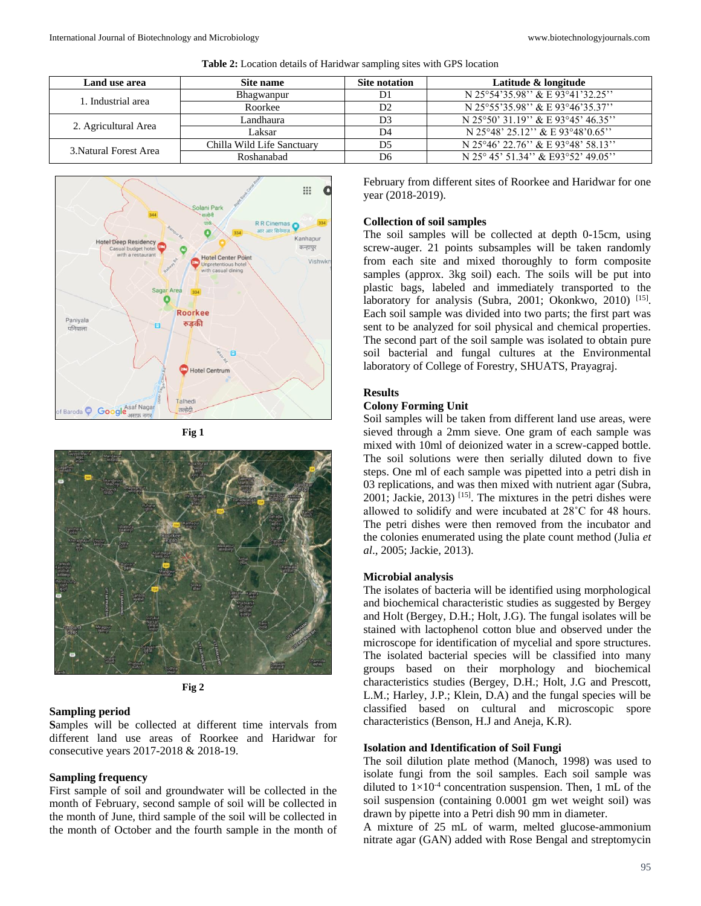**Table 2:** Location details of Haridwar sampling sites with GPS location

| Land use area | Site name | Site notation | Latitude & longitude |
|---|---|---|---|
| 1. Industrial area | Bhagwanpur | D1 | N 25°54'35.98'' & E 93°41'32.25'' |
| | Roorkee | D2 | N 25°55'35.98'' & E 93°46'35.37'' |
| 2. Agricultural Area | Landhaura | D3 | N 25°50' 31.19'' & E 93°45' 46.35'' |
| | Laksar | D4 | N 25°48' 25.12'' & E 93°48'0.65'' |
| 3.Natural Forest Area | Chilla Wild Life Sanctuary | D5 | N 25°46' 22.76'' & E 93°48' 58.13'' |
| | Roshanabad | D6 | N 25° 45' 51.34'' & E93°52' 49.05'' |

Fig 1

Fig 2

### Sampling period

Samples will be collected at different time intervals from different land use areas of Roorkee and Haridwar for consecutive years 2017-2018 & 2018-19.

### Sampling frequency

First sample of soil and groundwater will be collected in the month of February, second sample of soil will be collected in the month of June, third sample of the soil will be collected in the month of October and the fourth sample in the month of February from different sites of Roorkee and Haridwar for one year (2018-2019).

### Collection of soil samples

The soil samples will be collected at depth 0-15cm, using screw-auger. 21 points subsamples will be taken randomly from each site and mixed thoroughly to form composite samples (approx. 3kg soil) each. The soils will be put into plastic bags, labeled and immediately transported to the laboratory for analysis (Subra, 2001; Okonkwo, 2010) [15]. Each soil sample was divided into two parts; the first part was sent to be analyzed for soil physical and chemical properties. The second part of the soil sample was isolated to obtain pure soil bacterial and fungal cultures at the Environmental laboratory of College of Forestry, SHUATS, Prayagraj.

## Results

### Colony Forming Unit

Soil samples will be taken from different land use areas, were sieved through a 2mm sieve. One gram of each sample was mixed with 10ml of deionized water in a screw-capped bottle. The soil solutions were then serially diluted down to five steps. One ml of each sample was pipetted into a petri dish in 03 replications, and was then mixed with nutrient agar (Subra, 2001; Jackie, 2013) [15]. The mixtures in the petri dishes were allowed to solidify and were incubated at 28˚C for 48 hours. The petri dishes were then removed from the incubator and the colonies enumerated using the plate count method (Julia *et al*., 2005; Jackie, 2013).

### Microbial analysis

The isolates of bacteria will be identified using morphological and biochemical characteristic studies as suggested by Bergey and Holt (Bergey, D.H.; Holt, J.G). The fungal isolates will be stained with lactophenol cotton blue and observed under the microscope for identification of mycelial and spore structures. The isolated bacterial species will be classified into many groups based on their morphology and biochemical characteristics studies (Bergey, D.H.; Holt, J.G and Prescott, L.M.; Harley, J.P.; Klein, D.A) and the fungal species will be classified based on cultural and microscopic spore characteristics (Benson, H.J and Aneja, K.R).

### Isolation and Identification of Soil Fungi

The soil dilution plate method (Manoch, 1998) was used to isolate fungi from the soil samples. Each soil sample was diluted to $1\times10^{-4}$ concentration suspension. Then, 1 mL of the soil suspension (containing 0.0001 gm wet weight soil) was drawn by pipette into a Petri dish 90 mm in diameter.

A mixture of 25 mL of warm, melted glucose-ammonium nitrate agar (GAN) added with Rose Bengal and streptomycin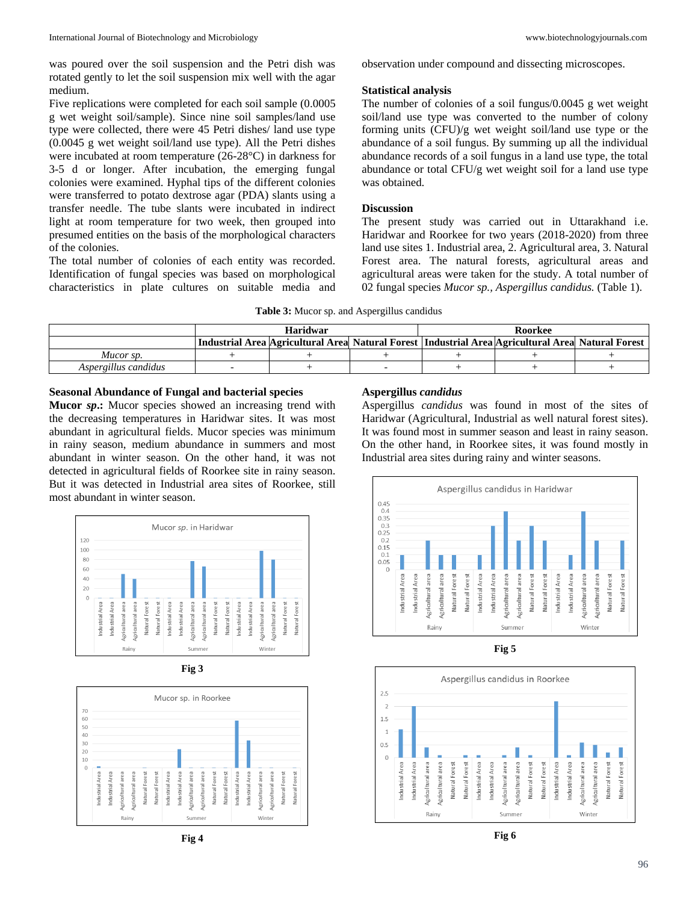was poured over the soil suspension and the Petri dish was rotated gently to let the soil suspension mix well with the agar medium.

Five replications were completed for each soil sample (0.0005 g wet weight soil/sample). Since nine soil samples/land use type were collected, there were 45 Petri dishes/ land use type (0.0045 g wet weight soil/land use type). All the Petri dishes were incubated at room temperature (26-28°C) in darkness for 3-5 d or longer. After incubation, the emerging fungal colonies were examined. Hyphal tips of the different colonies were transferred to potato dextrose agar (PDA) slants using a transfer needle. The tube slants were incubated in indirect light at room temperature for two week, then grouped into presumed entities on the basis of the morphological characters of the colonies.

The total number of colonies of each entity was recorded. Identification of fungal species was based on morphological characteristics in plate cultures on suitable media and observation under compound and dissecting microscopes.

### Statistical analysis

The number of colonies of a soil fungus/0.0045 g wet weight soil/land use type was converted to the number of colony forming units (CFU)/g wet weight soil/land use type or the abundance of a soil fungus. By summing up all the individual abundance records of a soil fungus in a land use type, the total abundance or total CFU/g wet weight soil for a land use type was obtained.

### Discussion

The present study was carried out in Uttarakhand i.e. Haridwar and Roorkee for two years (2018-2020) from three land use sites 1. Industrial area, 2. Agricultural area, 3. Natural Forest area. The natural forests, agricultural areas and agricultural areas were taken for the study. A total number of 02 fungal species *Mucor sp., Aspergillus candidus.* (Table 1).

**Table 3:** Mucor sp. and Aspergillus candidus

| | Haridwar | | | Roorkee | | |
|---|---|---|---|---|---|---|
| | **Industrial Area** | **Agricultural Area** | **Natural Forest** | **Industrial Area** | **Agricultural Area** | **Natural Forest** |
| *Mucor sp.* | + | + | + | + | + | + |
| *Aspergillus candidus* | - | + | - | + | + | + |

### Seasonal Abundance of Fungal and bacterial species

**Mucor *sp*.:** Mucor species showed an increasing trend with the decreasing temperatures in Haridwar sites. It was most abundant in agricultural fields. Mucor species was minimum in rainy season, medium abundance in summers and most abundant in winter season. On the other hand, it was not detected in agricultural fields of Roorkee site in rainy season. But it was detected in Industrial area sites of Roorkee, still most abundant in winter season.

**Fig 3**

**Fig 4**

### Aspergillus *candidus*

Aspergillus *candidus* was found in most of the sites of Haridwar (Agricultural, Industrial as well natural forest sites). It was found most in summer season and least in rainy season. On the other hand, in Roorkee sites, it was found mostly in Industrial area sites during rainy and winter seasons.

**Fig 5**

**Fig 6**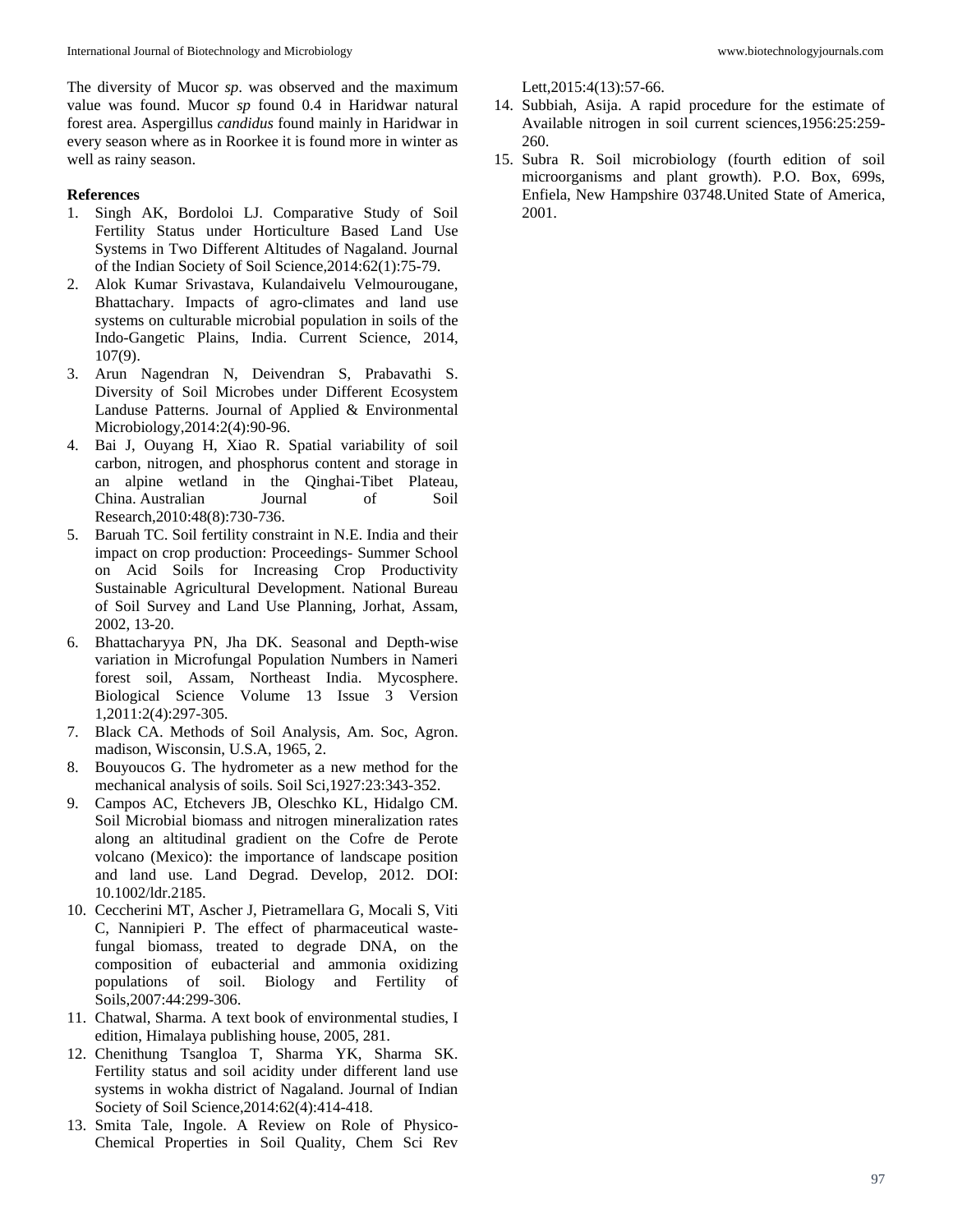The diversity of Mucor *sp*. was observed and the maximum value was found. Mucor *sp* found 0.4 in Haridwar natural forest area. Aspergillus *candidus* found mainly in Haridwar in every season where as in Roorkee it is found more in winter as well as rainy season.

## References

1. Singh AK, Bordoloi LJ. Comparative Study of Soil Fertility Status under Horticulture Based Land Use Systems in Two Different Altitudes of Nagaland. Journal of the Indian Society of Soil Science,2014:62(1):75-79.
2. Alok Kumar Srivastava, Kulandaivelu Velmourougane, Bhattachary. Impacts of agro-climates and land use systems on culturable microbial population in soils of the Indo-Gangetic Plains, India. Current Science, 2014, 107(9).
3. Arun Nagendran N, Deivendran S, Prabavathi S. Diversity of Soil Microbes under Different Ecosystem Landuse Patterns. Journal of Applied & Environmental Microbiology,2014:2(4):90-96.
4. Bai J, Ouyang H, Xiao R. Spatial variability of soil carbon, nitrogen, and phosphorus content and storage in an alpine wetland in the Qinghai-Tibet Plateau, China. Australian Journal of Soil Research,2010:48(8):730-736.
5. Baruah TC. Soil fertility constraint in N.E. India and their impact on crop production: Proceedings- Summer School on Acid Soils for Increasing Crop Productivity Sustainable Agricultural Development. National Bureau of Soil Survey and Land Use Planning, Jorhat, Assam, 2002, 13-20.
6. Bhattacharyya PN, Jha DK. Seasonal and Depth-wise variation in Microfungal Population Numbers in Nameri forest soil, Assam, Northeast India. Mycosphere. Biological Science Volume 13 Issue 3 Version 1,2011:2(4):297-305.
7. Black CA. Methods of Soil Analysis, Am. Soc, Agron. madison, Wisconsin, U.S.A, 1965, 2.
8. Bouyoucos G. The hydrometer as a new method for the mechanical analysis of soils. Soil Sci,1927:23:343-352.
9. Campos AC, Etchevers JB, Oleschko KL, Hidalgo CM. Soil Microbial biomass and nitrogen mineralization rates along an altitudinal gradient on the Cofre de Perote volcano (Mexico): the importance of landscape position and land use. Land Degrad. Develop, 2012. DOI: 10.1002/ldr.2185.
10. Ceccherini MT, Ascher J, Pietramellara G, Mocali S, Viti C, Nannipieri P. The effect of pharmaceutical waste-fungal biomass, treated to degrade DNA, on the composition of eubacterial and ammonia oxidizing populations of soil. Biology and Fertility of Soils,2007:44:299-306.
11. Chatwal, Sharma. A text book of environmental studies, I edition, Himalaya publishing house, 2005, 281.
12. Chenithung Tsangloa T, Sharma YK, Sharma SK. Fertility status and soil acidity under different land use systems in wokha district of Nagaland. Journal of Indian Society of Soil Science,2014:62(4):414-418.
13. Smita Tale, Ingole. A Review on Role of Physico-Chemical Properties in Soil Quality, Chem Sci Rev Lett,2015:4(13):57-66.
14. Subbiah, Asija. A rapid procedure for the estimate of Available nitrogen in soil current sciences,1956:25:259-260.
15. Subra R. Soil microbiology (fourth edition of soil microorganisms and plant growth). P.O. Box, 699s, Enfiela, New Hampshire 03748.United State of America, 2001.